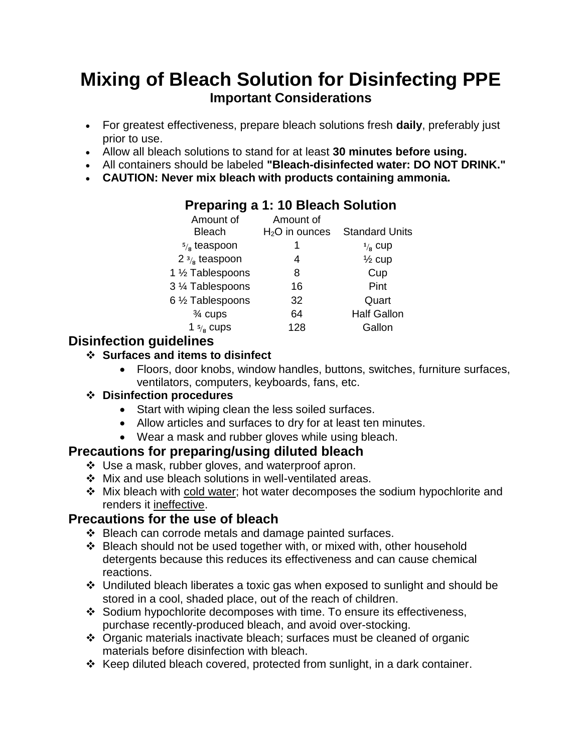# Mixing of Bleach Solution for Disinfecting PPE

## Important Considerations

- For greatest effectiveness, prepare bleach solutions fresh **daily**, preferably just prior to use.
- Allow all bleach solutions to stand for at least **30 minutes before using.**
- All containers should be labeled **"Bleach-disinfected water: DO NOT DRINK."**
- **CAUTION: Never mix bleach with products containing ammonia.**

### Preparing a 1: 10 Bleach Solution

| Amount of Bleach | Amount of $H_2O$ in ounces | Standard Units |
|---|---|---|
| ⅝ teaspoon | 1 | ⅛ cup |
| 2 ⅜ teaspoon | 4 | ½ cup |
| 1 ½ Tablespoons | 8 | Cup |
| 3 ¼ Tablespoons | 16 | Pint |
| 6 ½ Tablespoons | 32 | Quart |
| ¾ cups | 64 | Half Gallon |
| 1 ⅝ cups | 128 | Gallon |

## Disinfection guidelines

- **Surfaces and items to disinfect**
  - Floors, door knobs, window handles, buttons, switches, furniture surfaces, ventilators, computers, keyboards, fans, etc.
- **Disinfection procedures**
  - Start with wiping clean the less soiled surfaces.
  - Allow articles and surfaces to dry for at least ten minutes.
  - Wear a mask and rubber gloves while using bleach.

## Precautions for preparing/using diluted bleach

- Use a mask, rubber gloves, and waterproof apron.
- Mix and use bleach solutions in well-ventilated areas.
- Mix bleach with cold water; hot water decomposes the sodium hypochlorite and renders it ineffective.

## Precautions for the use of bleach

- Bleach can corrode metals and damage painted surfaces.
- Bleach should not be used together with, or mixed with, other household detergents because this reduces its effectiveness and can cause chemical reactions.
- Undiluted bleach liberates a toxic gas when exposed to sunlight and should be stored in a cool, shaded place, out of the reach of children.
- Sodium hypochlorite decomposes with time. To ensure its effectiveness, purchase recently-produced bleach, and avoid over-stocking.
- Organic materials inactivate bleach; surfaces must be cleaned of organic materials before disinfection with bleach.
- Keep diluted bleach covered, protected from sunlight, in a dark container.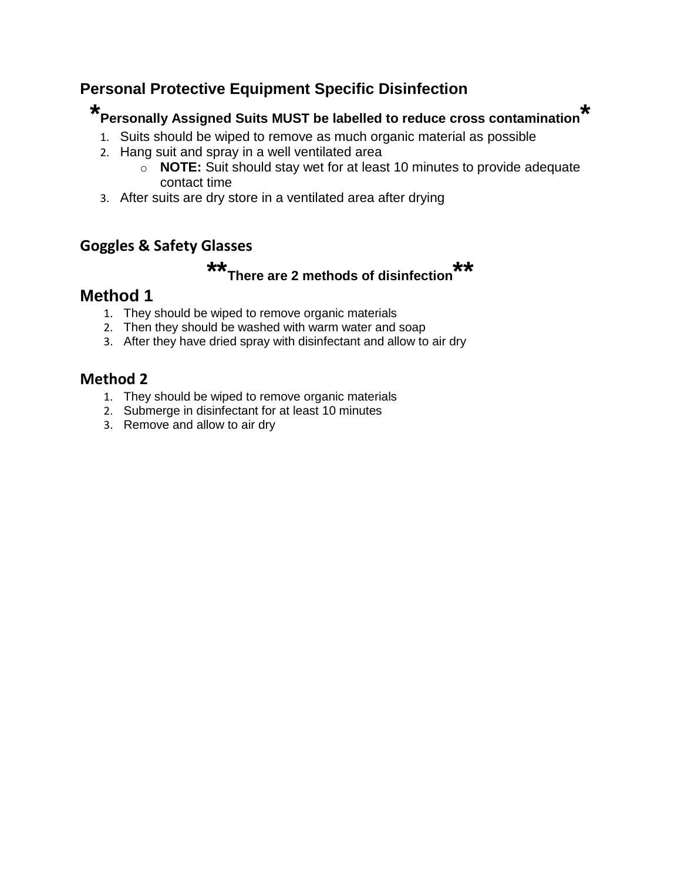## Personal Protective Equipment Specific Disinfection

***Personally Assigned Suits MUST be labelled to reduce cross contamination***

1. Suits should be wiped to remove as much organic material as possible
2. Hang suit and spray in a well ventilated area
    - **NOTE:** Suit should stay wet for at least 10 minutes to provide adequate contact time
3. After suits are dry store in a ventilated area after drying

## Goggles & Safety Glasses

****There are 2 methods of disinfection****

## Method 1

1. They should be wiped to remove organic materials
2. Then they should be washed with warm water and soap
3. After they have dried spray with disinfectant and allow to air dry

## Method 2

1. They should be wiped to remove organic materials
2. Submerge in disinfectant for at least 10 minutes
3. Remove and allow to air dry